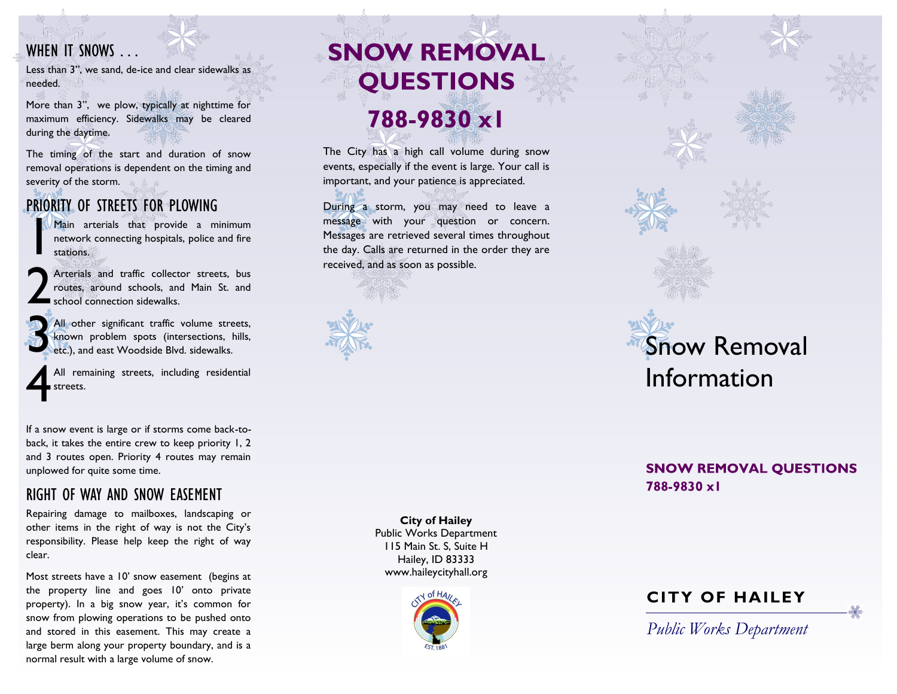## WHEN IT SNOWS . . .

Less than 3", we sand, de-ice and clear sidewalks as needed.

More than 3", we plow, typically at nighttime for maximum efficiency. Sidewalks may be cleared during the daytime.

The timing of the start and duration of snow removal operations is dependent on the timing and severity of the storm.

## PRIORITY OF STREETS FOR PLOWING

1. Main arterials that provide a minimum network connecting hospitals, police and fire stations.
2. Arterials and traffic collector streets, bus routes, around schools, and Main St. and school connection sidewalks.
3. All other significant traffic volume streets, known problem spots (intersections, hills, etc.), and east Woodside Blvd. sidewalks.
4. All remaining streets, including residential streets.

If a snow event is large or if storms come back-to-back, it takes the entire crew to keep priority 1, 2 and 3 routes open. Priority 4 routes may remain unplowed for quite some time.

## RIGHT OF WAY AND SNOW EASEMENT

Repairing damage to mailboxes, landscaping or other items in the right of way is not the City's responsibility. Please help keep the right of way clear.

Most streets have a 10' snow easement (begins at the property line and goes 10' onto private property). In a big snow year, it's common for snow from plowing operations to be pushed onto and stored in this easement. This may create a large berm along your property boundary, and is a normal result with a large volume of snow.

# SNOW REMOVAL QUESTIONS

# 788-9830 x1

The City has a high call volume during snow events, especially if the event is large. Your call is important, and your patience is appreciated.

During a storm, you may need to leave a message with your question or concern. Messages are retrieved several times throughout the day. Calls are returned in the order they are received, and as soon as possible.

**City of Hailey**
Public Works Department
115 Main St. S, Suite H
Hailey, ID 83333
www.haileycityhall.org

# Snow Removal Information

**SNOW REMOVAL QUESTIONS**
**788-9830 x1**

**CITY OF HAILEY**

*Public Works Department*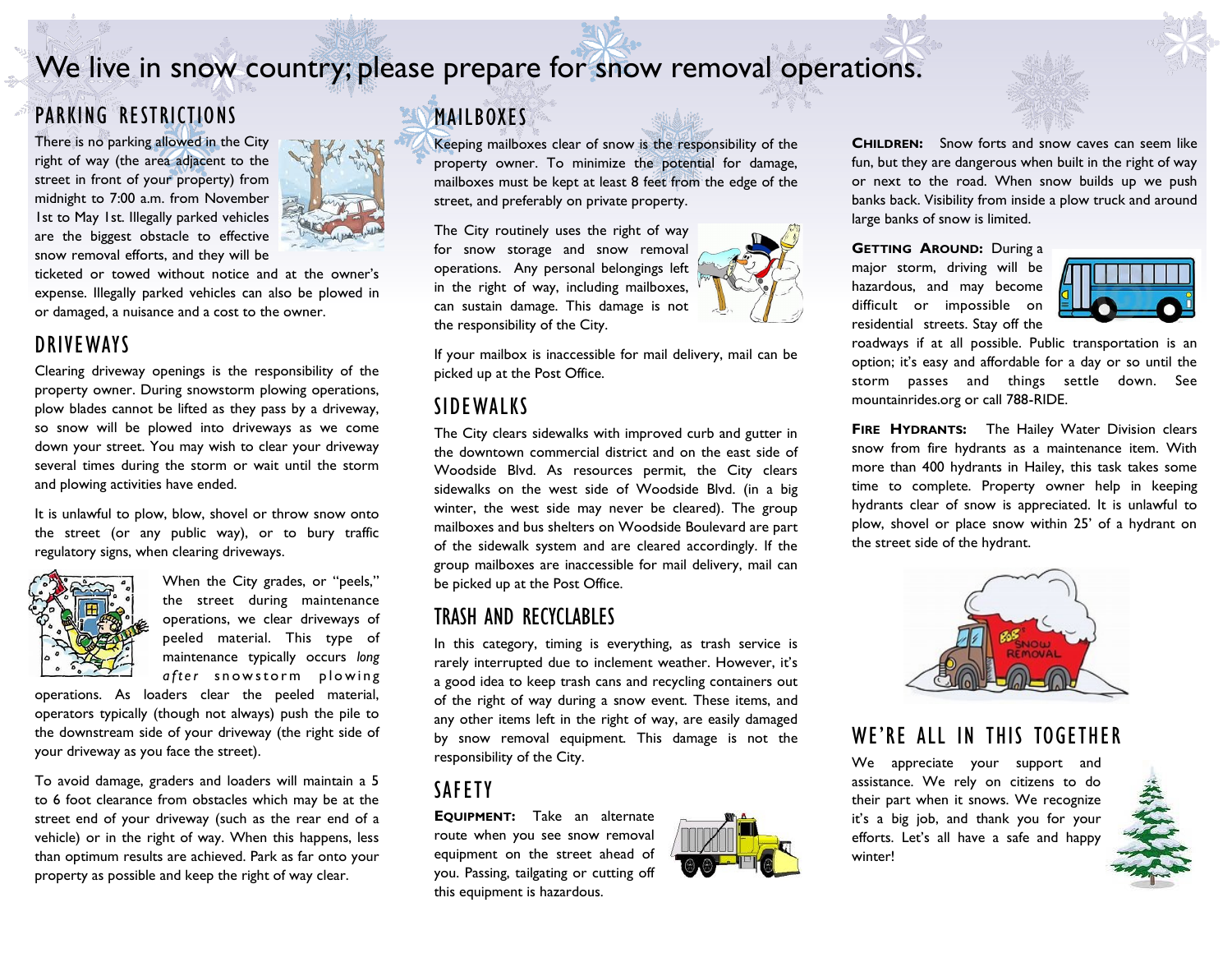# We live in snow country; please prepare for snow removal operations.

## PARKING RESTRICTIONS

There is no parking allowed in the City right of way (the area adjacent to the street in front of your property) from midnight to 7:00 a.m. from November 1st to May 1st. Illegally parked vehicles are the biggest obstacle to effective snow removal efforts, and they will be ticketed or towed without notice and at the owner's expense. Illegally parked vehicles can also be plowed in or damaged, a nuisance and a cost to the owner.

## DRIVEWAYS

Clearing driveway openings is the responsibility of the property owner. During snowstorm plowing operations, plow blades cannot be lifted as they pass by a driveway, so snow will be plowed into driveways as we come down your street. You may wish to clear your driveway several times during the storm or wait until the storm and plowing activities have ended.

It is unlawful to plow, blow, shovel or throw snow onto the street (or any public way), or to bury traffic regulatory signs, when clearing driveways.

When the City grades, or "peels," the street during maintenance operations, we clear driveways of peeled material. This type of maintenance typically occurs *long after* snowstorm plowing operations. As loaders clear the peeled material, operators typically (though not always) push the pile to the downstream side of your driveway (the right side of your driveway as you face the street).

To avoid damage, graders and loaders will maintain a 5 to 6 foot clearance from obstacles which may be at the street end of your driveway (such as the rear end of a vehicle) or in the right of way. When this happens, less than optimum results are achieved. Park as far onto your property as possible and keep the right of way clear.

## MAILBOXES

Keeping mailboxes clear of snow is the responsibility of the property owner. To minimize the potential for damage, mailboxes must be kept at least 8 feet from the edge of the street, and preferably on private property.

The City routinely uses the right of way for snow storage and snow removal operations. Any personal belongings left in the right of way, including mailboxes, can sustain damage. This damage is not the responsibility of the City.

If your mailbox is inaccessible for mail delivery, mail can be picked up at the Post Office.

## SIDEWALKS

The City clears sidewalks with improved curb and gutter in the downtown commercial district and on the east side of Woodside Blvd. As resources permit, the City clears sidewalks on the west side of Woodside Blvd. (in a big winter, the west side may never be cleared). The group mailboxes and bus shelters on Woodside Boulevard are part of the sidewalk system and are cleared accordingly. If the group mailboxes are inaccessible for mail delivery, mail can be picked up at the Post Office.

## TRASH AND RECYCLABLES

In this category, timing is everything, as trash service is rarely interrupted due to inclement weather. However, it's a good idea to keep trash cans and recycling containers out of the right of way during a snow event. These items, and any other items left in the right of way, are easily damaged by snow removal equipment. This damage is not the responsibility of the City.

## SAFETY

**EQUIPMENT:** Take an alternate route when you see snow removal equipment on the street ahead of you. Passing, tailgating or cutting off this equipment is hazardous.

**CHILDREN:** Snow forts and snow caves can seem like fun, but they are dangerous when built in the right of way or next to the road. When snow builds up we push banks back. Visibility from inside a plow truck and around large banks of snow is limited.

**GETTING AROUND:** During a major storm, driving will be hazardous, and may become difficult or impossible on residential streets. Stay off the roadways if at all possible. Public transportation is an option; it's easy and affordable for a day or so until the storm passes and things settle down. See mountainrides.org or call 788-RIDE.

**FIRE HYDRANTS:** The Hailey Water Division clears snow from fire hydrants as a maintenance item. With more than 400 hydrants in Hailey, this task takes some time to complete. Property owner help in keeping hydrants clear of snow is appreciated. It is unlawful to plow, shovel or place snow within 25' of a hydrant on the street side of the hydrant.

## WE'RE ALL IN THIS TOGETHER

We appreciate your support and assistance. We rely on citizens to do their part when it snows. We recognize it's a big job, and thank you for your efforts. Let's all have a safe and happy winter!